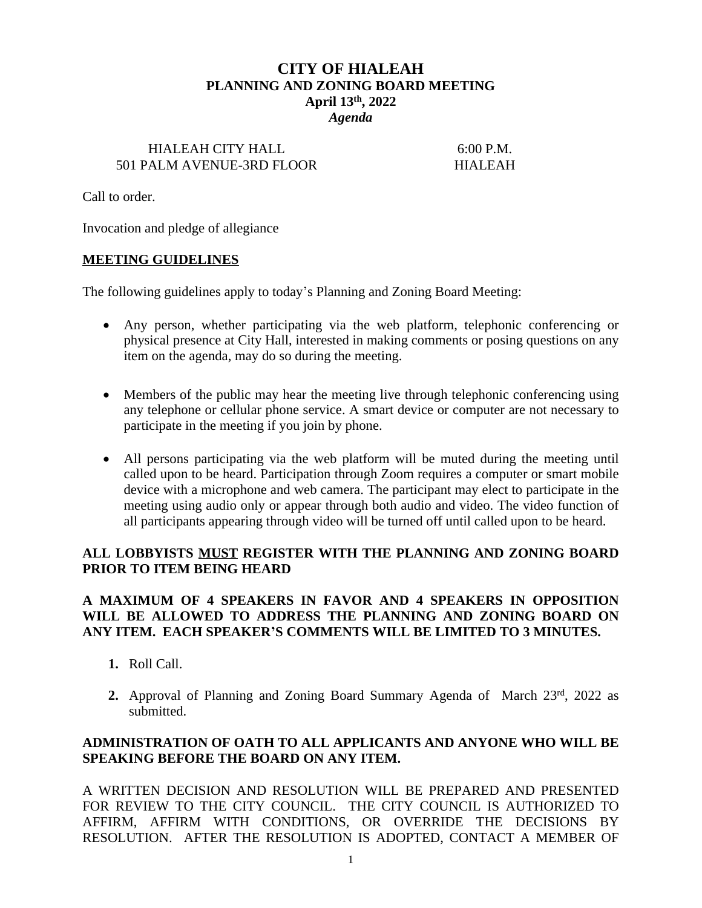# CITY OF HIALEAH
## PLANNING AND ZONING BOARD MEETING
### April 13th, 2022
***Agenda***

HIALEAH CITY HALL — 6:00 P.M.
501 PALM AVENUE-3RD FLOOR — HIALEAH

Call to order.

Invocation and pledge of allegiance

**MEETING GUIDELINES**

The following guidelines apply to today's Planning and Zoning Board Meeting:

- Any person, whether participating via the web platform, telephonic conferencing or physical presence at City Hall, interested in making comments or posing questions on any item on the agenda, may do so during the meeting.
- Members of the public may hear the meeting live through telephonic conferencing using any telephone or cellular phone service. A smart device or computer are not necessary to participate in the meeting if you join by phone.
- All persons participating via the web platform will be muted during the meeting until called upon to be heard. Participation through Zoom requires a computer or smart mobile device with a microphone and web camera. The participant may elect to participate in the meeting using audio only or appear through both audio and video. The video function of all participants appearing through video will be turned off until called upon to be heard.

**ALL LOBBYISTS MUST REGISTER WITH THE PLANNING AND ZONING BOARD PRIOR TO ITEM BEING HEARD**

**A MAXIMUM OF 4 SPEAKERS IN FAVOR AND 4 SPEAKERS IN OPPOSITION WILL BE ALLOWED TO ADDRESS THE PLANNING AND ZONING BOARD ON ANY ITEM. EACH SPEAKER'S COMMENTS WILL BE LIMITED TO 3 MINUTES.**

1. Roll Call.
2. Approval of Planning and Zoning Board Summary Agenda of March 23rd, 2022 as submitted.

**ADMINISTRATION OF OATH TO ALL APPLICANTS AND ANYONE WHO WILL BE SPEAKING BEFORE THE BOARD ON ANY ITEM.**

A WRITTEN DECISION AND RESOLUTION WILL BE PREPARED AND PRESENTED FOR REVIEW TO THE CITY COUNCIL. THE CITY COUNCIL IS AUTHORIZED TO AFFIRM, AFFIRM WITH CONDITIONS, OR OVERRIDE THE DECISIONS BY RESOLUTION. AFTER THE RESOLUTION IS ADOPTED, CONTACT A MEMBER OF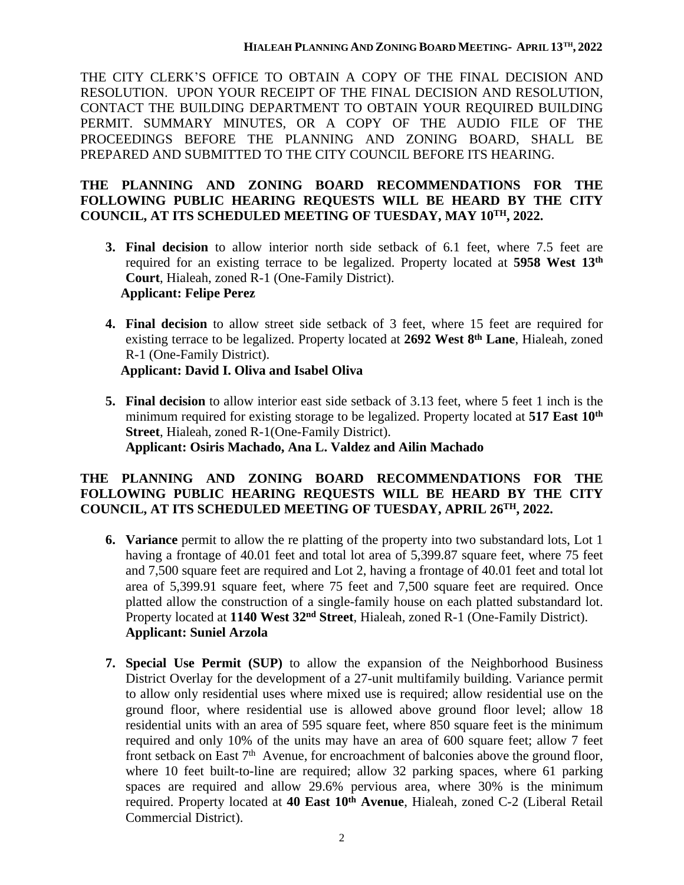THE CITY CLERK'S OFFICE TO OBTAIN A COPY OF THE FINAL DECISION AND RESOLUTION. UPON YOUR RECEIPT OF THE FINAL DECISION AND RESOLUTION, CONTACT THE BUILDING DEPARTMENT TO OBTAIN YOUR REQUIRED BUILDING PERMIT. SUMMARY MINUTES, OR A COPY OF THE AUDIO FILE OF THE PROCEEDINGS BEFORE THE PLANNING AND ZONING BOARD, SHALL BE PREPARED AND SUBMITTED TO THE CITY COUNCIL BEFORE ITS HEARING.

**THE PLANNING AND ZONING BOARD RECOMMENDATIONS FOR THE FOLLOWING PUBLIC HEARING REQUESTS WILL BE HEARD BY THE CITY COUNCIL, AT ITS SCHEDULED MEETING OF TUESDAY, MAY 10TH, 2022.**

3. **Final decision** to allow interior north side setback of 6.1 feet, where 7.5 feet are required for an existing terrace to be legalized. Property located at **5958 West 13th Court**, Hialeah, zoned R-1 (One-Family District).
   **Applicant: Felipe Perez**

4. **Final decision** to allow street side setback of 3 feet, where 15 feet are required for existing terrace to be legalized. Property located at **2692 West 8th Lane**, Hialeah, zoned R-1 (One-Family District).
   **Applicant: David I. Oliva and Isabel Oliva**

5. **Final decision** to allow interior east side setback of 3.13 feet, where 5 feet 1 inch is the minimum required for existing storage to be legalized. Property located at **517 East 10th Street**, Hialeah, zoned R-1(One-Family District).
   **Applicant: Osiris Machado, Ana L. Valdez and Ailin Machado**

**THE PLANNING AND ZONING BOARD RECOMMENDATIONS FOR THE FOLLOWING PUBLIC HEARING REQUESTS WILL BE HEARD BY THE CITY COUNCIL, AT ITS SCHEDULED MEETING OF TUESDAY, APRIL 26TH, 2022.**

6. **Variance** permit to allow the re platting of the property into two substandard lots, Lot 1 having a frontage of 40.01 feet and total lot area of 5,399.87 square feet, where 75 feet and 7,500 square feet are required and Lot 2, having a frontage of 40.01 feet and total lot area of 5,399.91 square feet, where 75 feet and 7,500 square feet are required. Once platted allow the construction of a single-family house on each platted substandard lot. Property located at **1140 West 32nd Street**, Hialeah, zoned R-1 (One-Family District).
   **Applicant: Suniel Arzola**

7. **Special Use Permit (SUP)** to allow the expansion of the Neighborhood Business District Overlay for the development of a 27-unit multifamily building. Variance permit to allow only residential uses where mixed use is required; allow residential use on the ground floor, where residential use is allowed above ground floor level; allow 18 residential units with an area of 595 square feet, where 850 square feet is the minimum required and only 10% of the units may have an area of 600 square feet; allow 7 feet front setback on East 7th Avenue, for encroachment of balconies above the ground floor, where 10 feet built-to-line are required; allow 32 parking spaces, where 61 parking spaces are required and allow 29.6% pervious area, where 30% is the minimum required. Property located at **40 East 10th Avenue**, Hialeah, zoned C-2 (Liberal Retail Commercial District).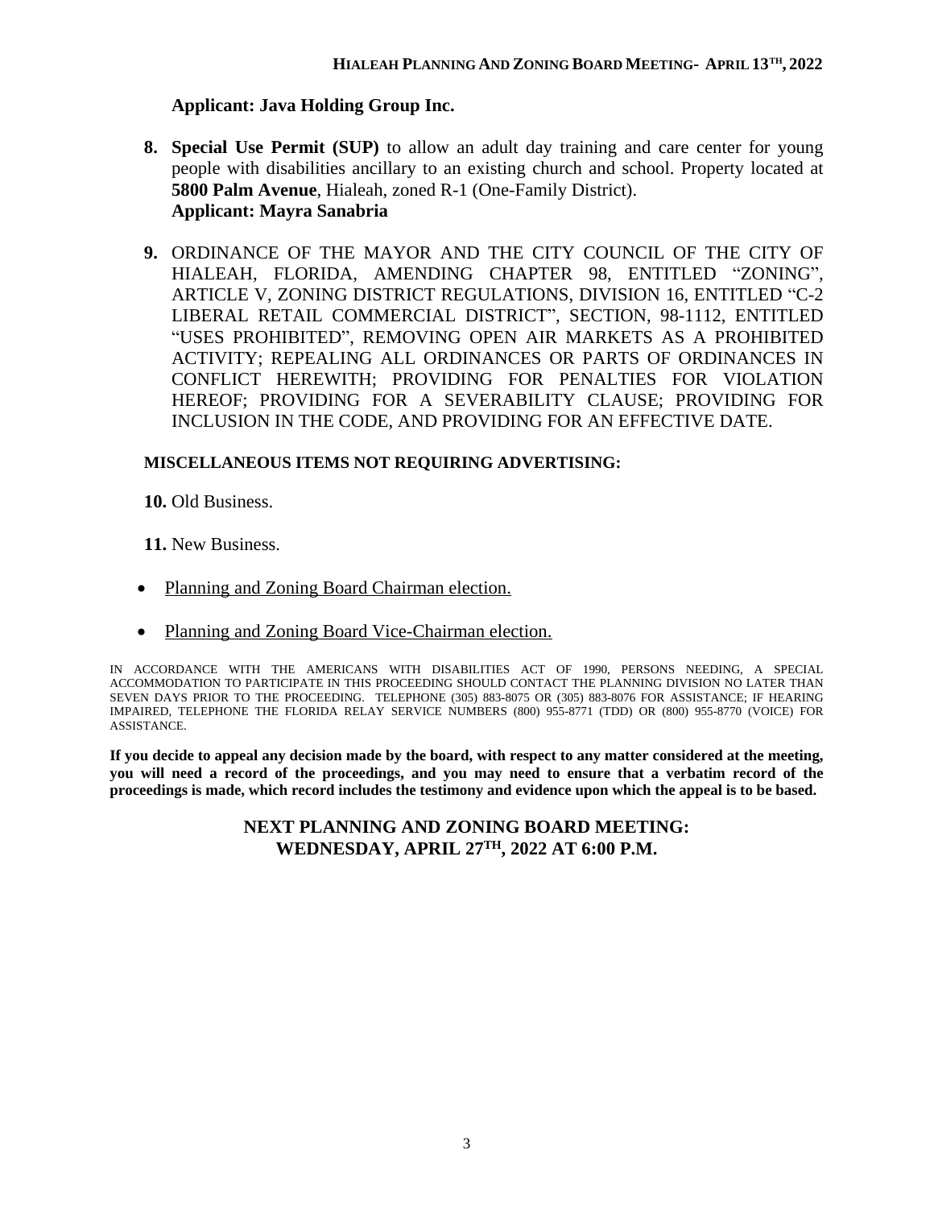**Applicant: Java Holding Group Inc.**

8. **Special Use Permit (SUP)** to allow an adult day training and care center for young people with disabilities ancillary to an existing church and school. Property located at **5800 Palm Avenue**, Hialeah, zoned R-1 (One-Family District).
   **Applicant: Mayra Sanabria**

9. ORDINANCE OF THE MAYOR AND THE CITY COUNCIL OF THE CITY OF HIALEAH, FLORIDA, AMENDING CHAPTER 98, ENTITLED "ZONING", ARTICLE V, ZONING DISTRICT REGULATIONS, DIVISION 16, ENTITLED "C-2 LIBERAL RETAIL COMMERCIAL DISTRICT", SECTION, 98-1112, ENTITLED "USES PROHIBITED", REMOVING OPEN AIR MARKETS AS A PROHIBITED ACTIVITY; REPEALING ALL ORDINANCES OR PARTS OF ORDINANCES IN CONFLICT HEREWITH; PROVIDING FOR PENALTIES FOR VIOLATION HEREOF; PROVIDING FOR A SEVERABILITY CLAUSE; PROVIDING FOR INCLUSION IN THE CODE, AND PROVIDING FOR AN EFFECTIVE DATE.

**MISCELLANEOUS ITEMS NOT REQUIRING ADVERTISING:**

**10.** Old Business.

**11.** New Business.

- Planning and Zoning Board Chairman election.
- Planning and Zoning Board Vice-Chairman election.

IN ACCORDANCE WITH THE AMERICANS WITH DISABILITIES ACT OF 1990, PERSONS NEEDING, A SPECIAL ACCOMMODATION TO PARTICIPATE IN THIS PROCEEDING SHOULD CONTACT THE PLANNING DIVISION NO LATER THAN SEVEN DAYS PRIOR TO THE PROCEEDING. TELEPHONE (305) 883-8075 OR (305) 883-8076 FOR ASSISTANCE; IF HEARING IMPAIRED, TELEPHONE THE FLORIDA RELAY SERVICE NUMBERS (800) 955-8771 (TDD) OR (800) 955-8770 (VOICE) FOR ASSISTANCE.

**If you decide to appeal any decision made by the board, with respect to any matter considered at the meeting, you will need a record of the proceedings, and you may need to ensure that a verbatim record of the proceedings is made, which record includes the testimony and evidence upon which the appeal is to be based.**

**NEXT PLANNING AND ZONING BOARD MEETING:**
**WEDNESDAY, APRIL 27TH, 2022 AT 6:00 P.M.**